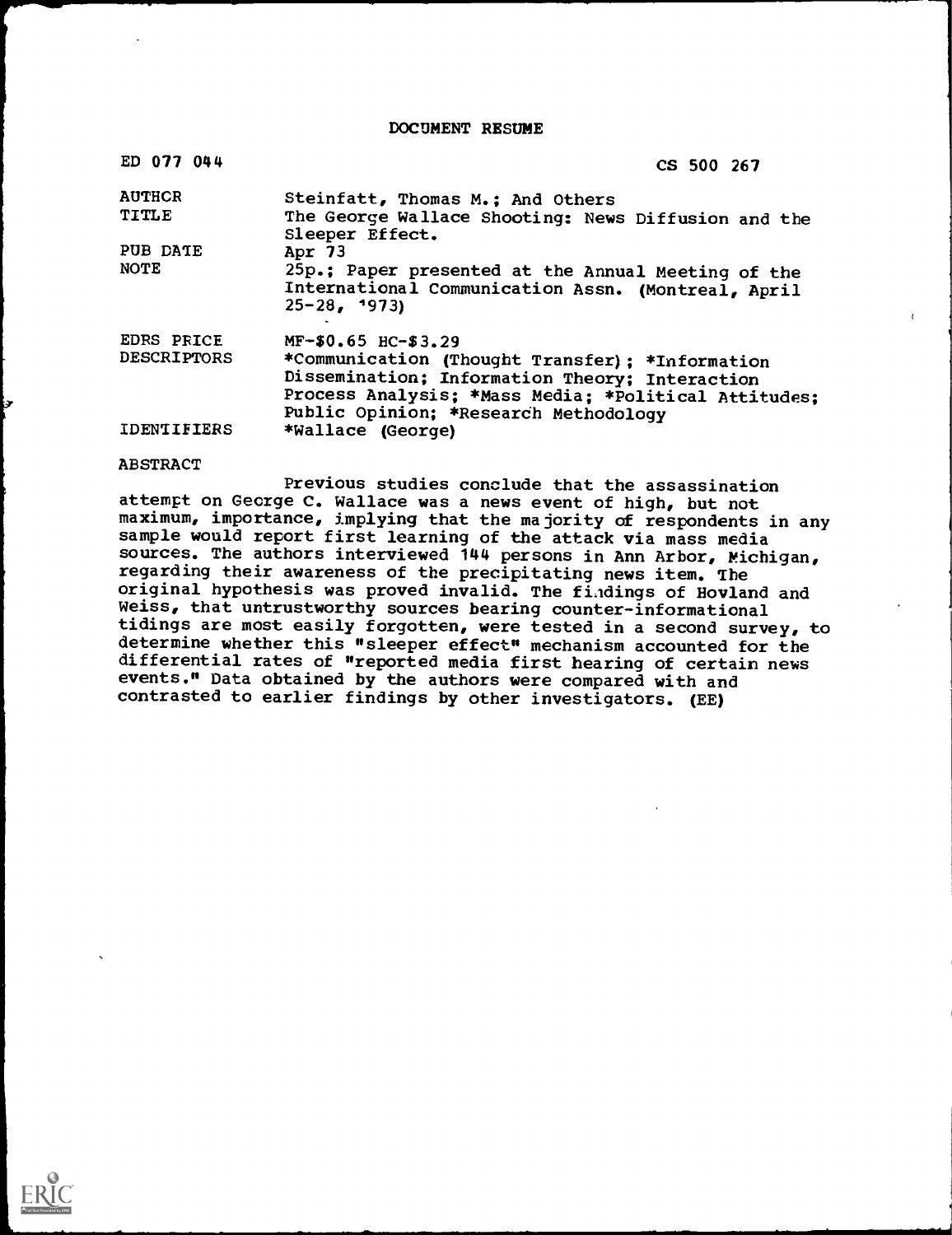# DOCUMENT RESUME

| | |
|---|---|
| ED 077 044 | CS 500 267 |
| AUTHOR | Steinfatt, Thomas M.; And Others |
| TITLE | The George Wallace Shooting: News Diffusion and the Sleeper Effect. |
| PUB DATE | Apr 73 |
| NOTE | 25p.; Paper presented at the Annual Meeting of the International Communication Assn. (Montreal, April 25-28, 1973) |
| EDRS PRICE | MF-$0.65 HC-$3.29 |
| DESCRIPTORS | *Communication (Thought Transfer); *Information Dissemination; Information Theory; Interaction Process Analysis; *Mass Media; *Political Attitudes; Public Opinion; *Research Methodology |
| IDENTIFIERS | *Wallace (George) |

## ABSTRACT

Previous studies conclude that the assassination attempt on George C. Wallace was a news event of high, but not maximum, importance, implying that the majority of respondents in any sample would report first learning of the attack via mass media sources. The authors interviewed 144 persons in Ann Arbor, Michigan, regarding their awareness of the precipitating news item. The original hypothesis was proved invalid. The findings of Hovland and Weiss, that untrustworthy sources bearing counter-informational tidings are most easily forgotten, were tested in a second survey, to determine whether this "sleeper effect" mechanism accounted for the differential rates of "reported media first hearing of certain news events." Data obtained by the authors were compared with and contrasted to earlier findings by other investigators. (EE)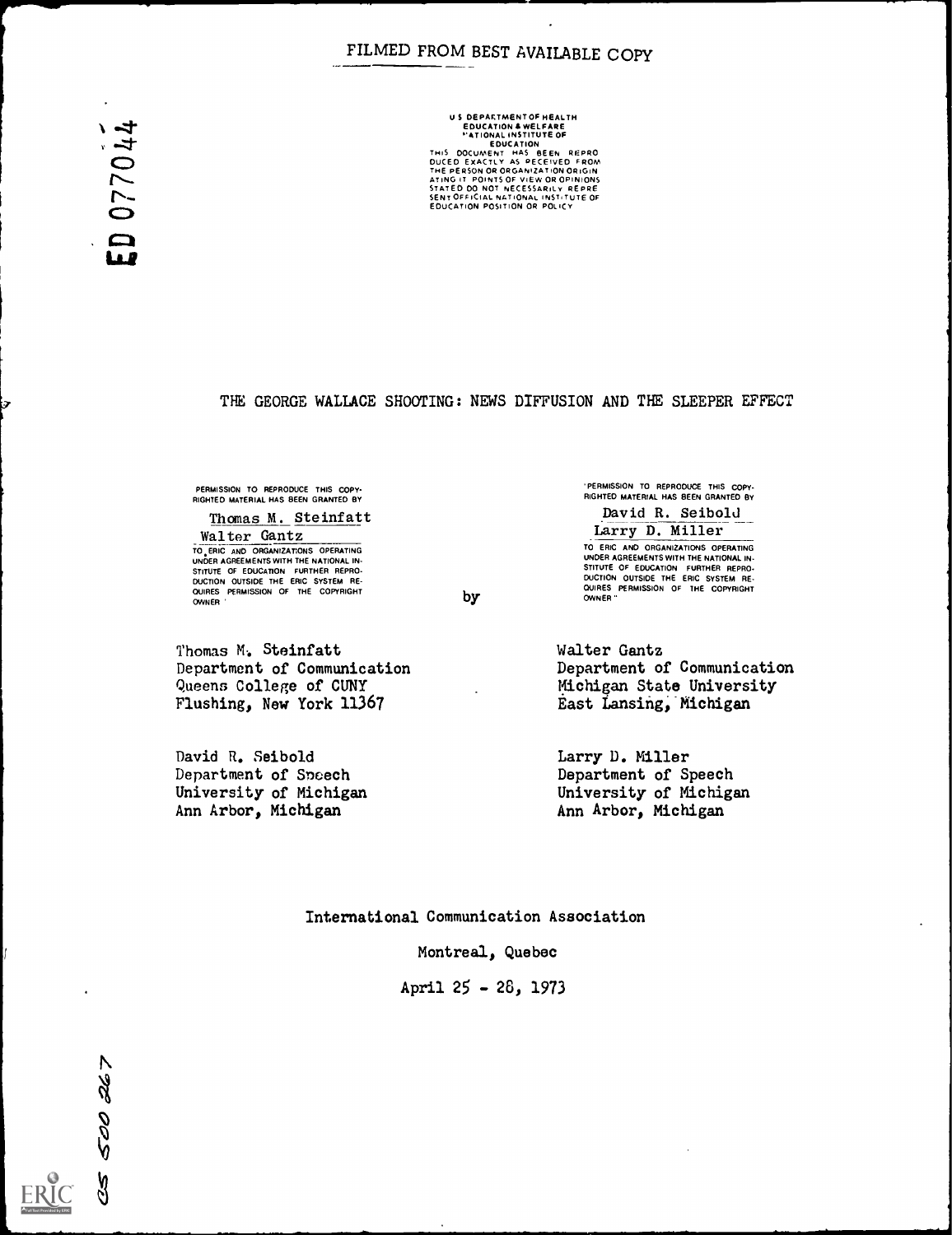FILMED FROM BEST AVAILABLE COPY

ED 077044

U S DEPARTMENT OF HEALTH
EDUCATION & WELFARE
NATIONAL INSTITUTE OF
EDUCATION
THIS DOCUMENT HAS BEEN REPRODUCED EXACTLY AS RECEIVED FROM THE PERSON OR ORGANIZATION ORIGINATING IT POINTS OF VIEW OR OPINIONS STATED DO NOT NECESSARILY REPRESENT OFFICIAL NATIONAL INSTITUTE OF EDUCATION POSITION OR POLICY

# THE GEORGE WALLACE SHOOTING: NEWS DIFFUSION AND THE SLEEPER EFFECT

PERMISSION TO REPRODUCE THIS COPYRIGHTED MATERIAL HAS BEEN GRANTED BY
Thomas M. Steinfatt
Walter Gantz
TO ERIC AND ORGANIZATIONS OPERATING UNDER AGREEMENTS WITH THE NATIONAL INSTITUTE OF EDUCATION FURTHER REPRODUCTION OUTSIDE THE ERIC SYSTEM REQUIRES PERMISSION OF THE COPYRIGHT OWNER

PERMISSION TO REPRODUCE THIS COPYRIGHTED MATERIAL HAS BEEN GRANTED BY
David R. Seibold
Larry D. Miller
TO ERIC AND ORGANIZATIONS OPERATING UNDER AGREEMENTS WITH THE NATIONAL INSTITUTE OF EDUCATION FURTHER REPRODUCTION OUTSIDE THE ERIC SYSTEM REQUIRES PERMISSION OF THE COPYRIGHT OWNER

by

Thomas M. Steinfatt
Department of Communication
Queens College of CUNY
Flushing, New York 11367

Walter Gantz
Department of Communication
Michigan State University
East Lansing, Michigan

David R. Seibold
Department of Speech
University of Michigan
Ann Arbor, Michigan

Larry D. Miller
Department of Speech
University of Michigan
Ann Arbor, Michigan

International Communication Association

Montreal, Quebec

April 25 - 28, 1973

CS 500 267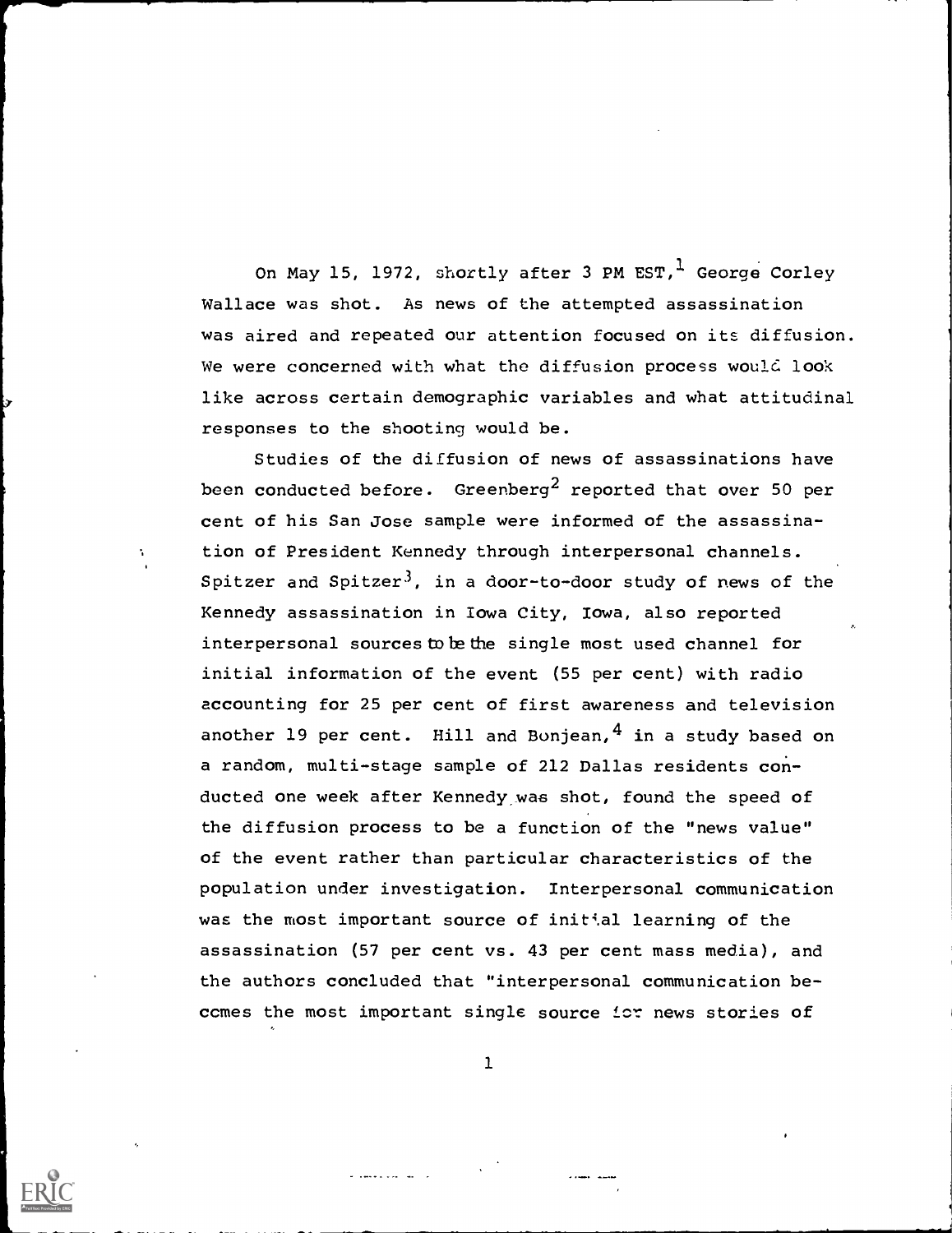On May 15, 1972, shortly after 3 PM EST,[1] George Corley Wallace was shot. As news of the attempted assassination was aired and repeated our attention focused on its diffusion. We were concerned with what the diffusion process would look like across certain demographic variables and what attitudinal responses to the shooting would be.

Studies of the diffusion of news of assassinations have been conducted before. Greenberg[2] reported that over 50 per cent of his San Jose sample were informed of the assassination of President Kennedy through interpersonal channels. Spitzer and Spitzer[3], in a door-to-door study of news of the Kennedy assassination in Iowa City, Iowa, also reported interpersonal sources to be the single most used channel for initial information of the event (55 per cent) with radio accounting for 25 per cent of first awareness and television another 19 per cent. Hill and Bonjean,[4] in a study based on a random, multi-stage sample of 212 Dallas residents conducted one week after Kennedy was shot, found the speed of the diffusion process to be a function of the "news value" of the event rather than particular characteristics of the population under investigation. Interpersonal communication was the most important source of initial learning of the assassination (57 per cent vs. 43 per cent mass media), and the authors concluded that "interpersonal communication becomes the most important single source for news stories of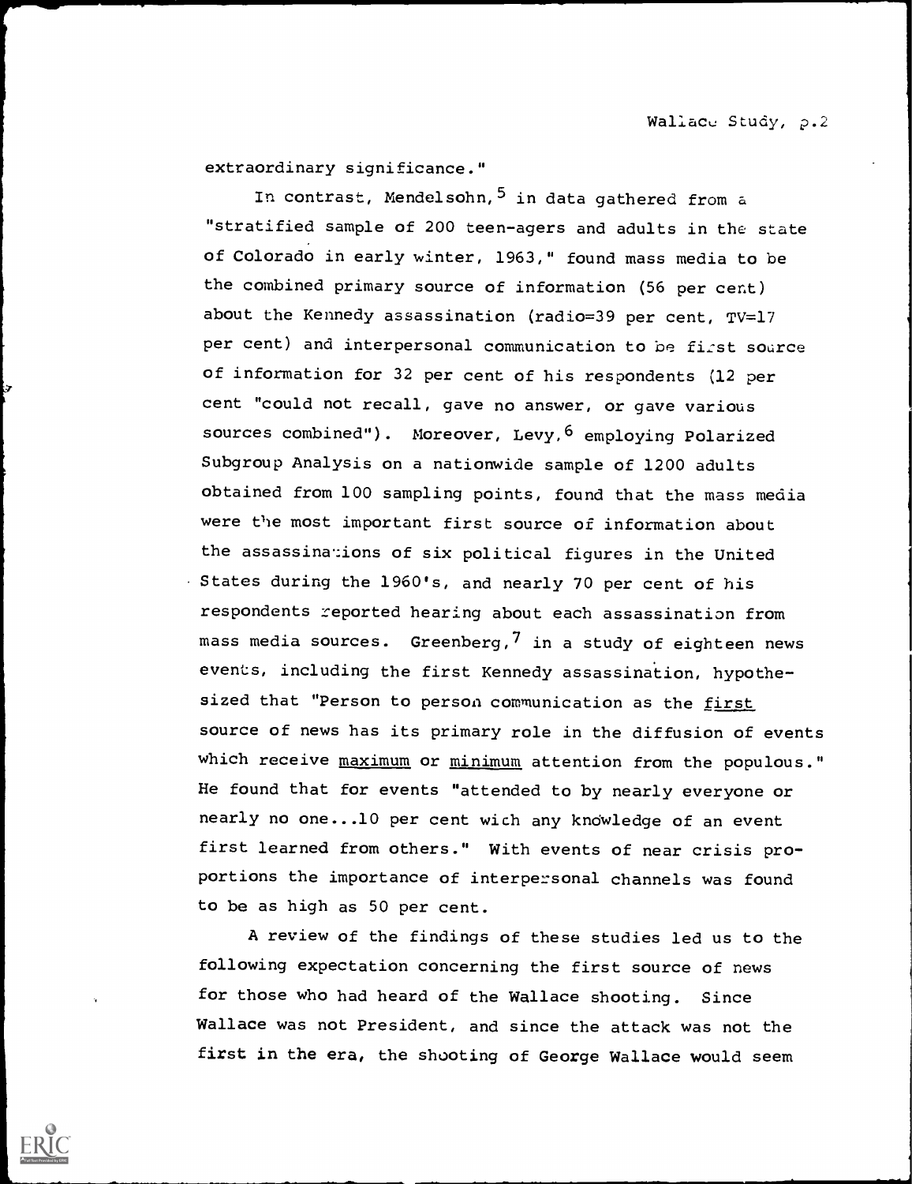extraordinary significance."

In contrast, Mendelsohn,[5] in data gathered from a "stratified sample of 200 teen-agers and adults in the state of Colorado in early winter, 1963," found mass media to be the combined primary source of information (56 per cent) about the Kennedy assassination (radio=39 per cent, TV=17 per cent) and interpersonal communication to be first source of information for 32 per cent of his respondents (12 per cent "could not recall, gave no answer, or gave various sources combined"). Moreover, Levy,[6] employing Polarized Subgroup Analysis on a nationwide sample of 1200 adults obtained from 100 sampling points, found that the mass media were the most important first source of information about the assassinations of six political figures in the United States during the 1960's, and nearly 70 per cent of his respondents reported hearing about each assassination from mass media sources. Greenberg,[7] in a study of eighteen news events, including the first Kennedy assassination, hypothesized that "Person to person communication as the <u>first</u> source of news has its primary role in the diffusion of events which receive <u>maximum</u> or <u>minimum</u> attention from the populous." He found that for events "attended to by nearly everyone or nearly no one...10 per cent with any knowledge of an event first learned from others." With events of near crisis proportions the importance of interpersonal channels was found to be as high as 50 per cent.

A review of the findings of these studies led us to the following expectation concerning the first source of news for those who had heard of the Wallace shooting. Since Wallace was not President, and since the attack was not the first in the era, the shooting of George Wallace would seem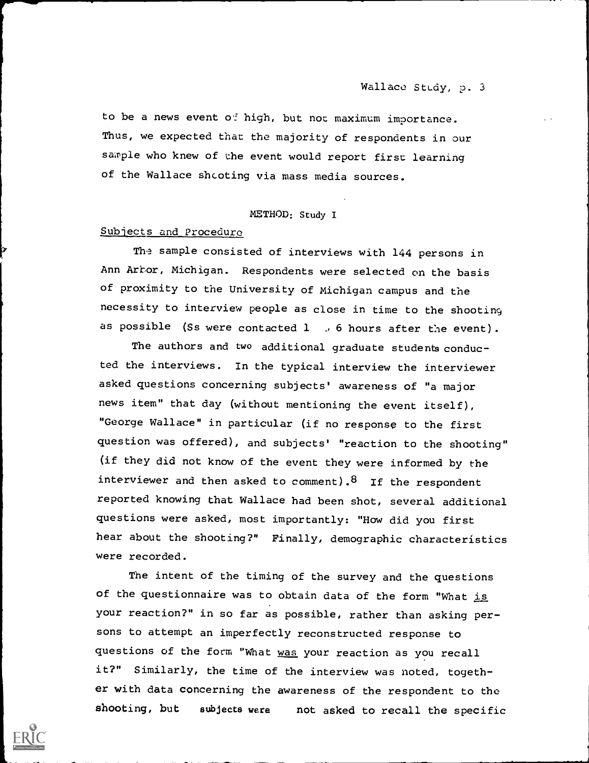to be a news event of high, but not maximum importance. Thus, we expected that the majority of respondents in our sample who knew of the event would report first learning of the Wallace shooting via mass media sources.

## METHOD: Study I

### Subjects and Procedure

The sample consisted of interviews with 144 persons in Ann Arbor, Michigan. Respondents were selected on the basis of proximity to the University of Michigan campus and the necessity to interview people as close in time to the shooting as possible (Ss were contacted 1 - 6 hours after the event).

The authors and two additional graduate students conducted the interviews. In the typical interview the interviewer asked questions concerning subjects' awareness of "a major news item" that day (without mentioning the event itself), "George Wallace" in particular (if no response to the first question was offered), and subjects' "reaction to the shooting" (if they did not know of the event they were informed by the interviewer and then asked to comment).[8] If the respondent reported knowing that Wallace had been shot, several additional questions were asked, most importantly: "How did you first hear about the shooting?" Finally, demographic characteristics were recorded.

The intent of the timing of the survey and the questions of the questionnaire was to obtain data of the form "What _is_ your reaction?" in so far as possible, rather than asking persons to attempt an imperfectly reconstructed response to questions of the form "What _was_ your reaction as you recall it?" Similarly, the time of the interview was noted, together with data concerning the awareness of the respondent to the shooting, but subjects were not asked to recall the specific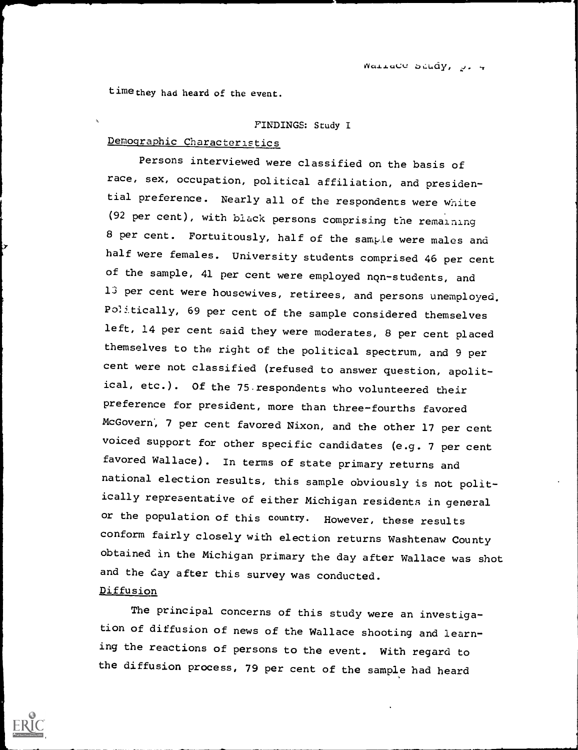time they had heard of the event.

## FINDINGS: Study I

### Demographic Characteristics

Persons interviewed were classified on the basis of race, sex, occupation, political affiliation, and presidential preference. Nearly all of the respondents were white (92 per cent), with black persons comprising the remaining 8 per cent. Fortuitously, half of the sample were males and half were females. University students comprised 46 per cent of the sample, 41 per cent were employed non-students, and 13 per cent were housewives, retirees, and persons unemployed. Politically, 69 per cent of the sample considered themselves left, 14 per cent said they were moderates, 8 per cent placed themselves to the right of the political spectrum, and 9 per cent were not classified (refused to answer question, apolitical, etc.). Of the 75 respondents who volunteered their preference for president, more than three-fourths favored McGovern, 7 per cent favored Nixon, and the other 17 per cent voiced support for other specific candidates (e.g. 7 per cent favored Wallace). In terms of state primary returns and national election results, this sample obviously is not politically representative of either Michigan residents in general or the population of this country. However, these results conform fairly closely with election returns Washtenaw County obtained in the Michigan primary the day after Wallace was shot and the day after this survey was conducted.

### Diffusion

The principal concerns of this study were an investigation of diffusion of news of the Wallace shooting and learning the reactions of persons to the event. With regard to the diffusion process, 79 per cent of the sample had heard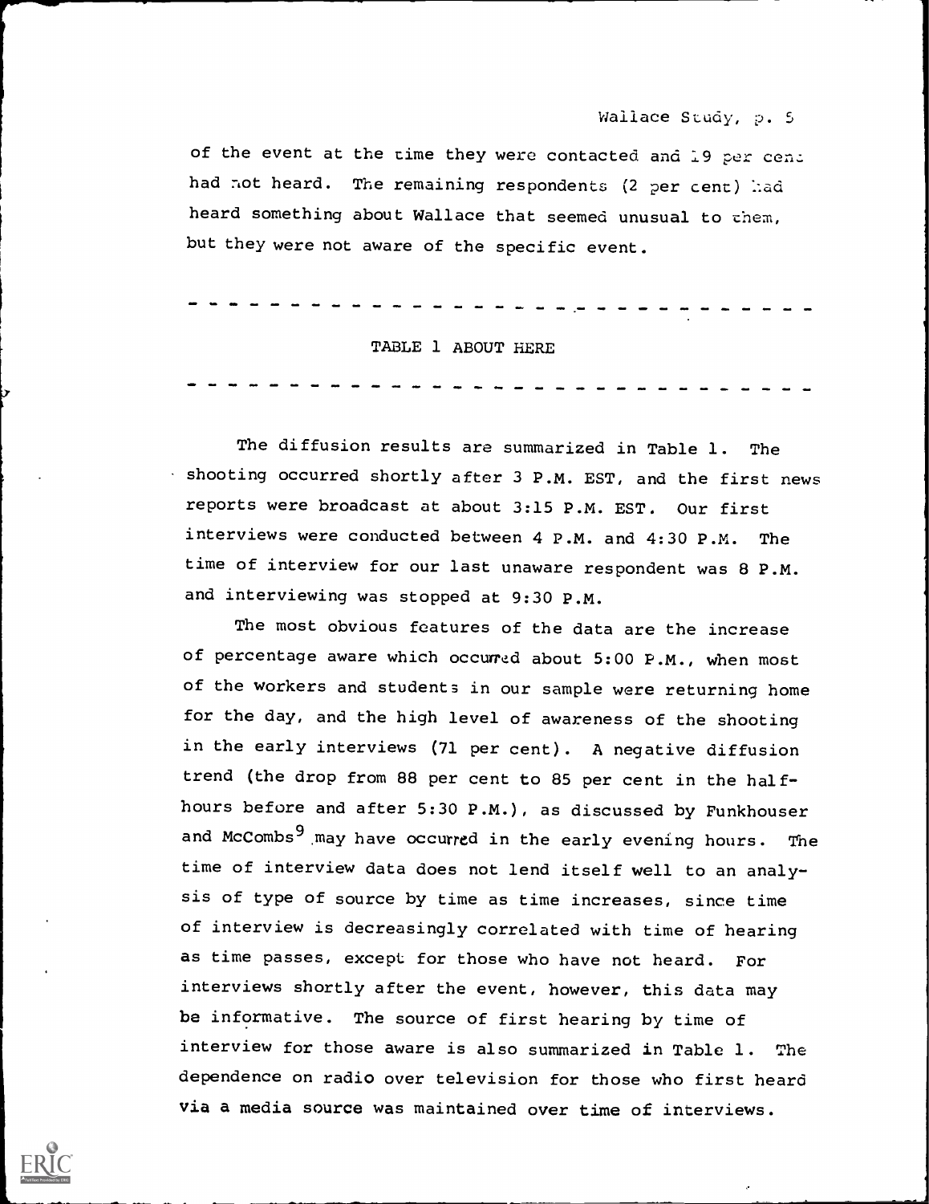of the event at the time they were contacted and 19 per cent had not heard. The remaining respondents (2 per cent) had heard something about Wallace that seemed unusual to them, but they were not aware of the specific event.

- - - - - - - - - - - - - - - - - - - - - - - - - - - - - -

TABLE 1 ABOUT HERE

- - - - - - - - - - - - - - - - - - - - - - - - - - - - - -

The diffusion results are summarized in Table 1. The shooting occurred shortly after 3 P.M. EST, and the first news reports were broadcast at about 3:15 P.M. EST. Our first interviews were conducted between 4 P.M. and 4:30 P.M. The time of interview for our last unaware respondent was 8 P.M. and interviewing was stopped at 9:30 P.M.

The most obvious features of the data are the increase of percentage aware which occurred about 5:00 P.M., when most of the workers and students in our sample were returning home for the day, and the high level of awareness of the shooting in the early interviews (71 per cent). A negative diffusion trend (the drop from 88 per cent to 85 per cent in the half-hours before and after 5:30 P.M.), as discussed by Funkhouser and McCombs[9] may have occurred in the early evening hours. The time of interview data does not lend itself well to an analysis of type of source by time as time increases, since time of interview is decreasingly correlated with time of hearing as time passes, except for those who have not heard. For interviews shortly after the event, however, this data may be informative. The source of first hearing by time of interview for those aware is also summarized in Table 1. The dependence on radio over television for those who first heard via a media source was maintained over time of interviews.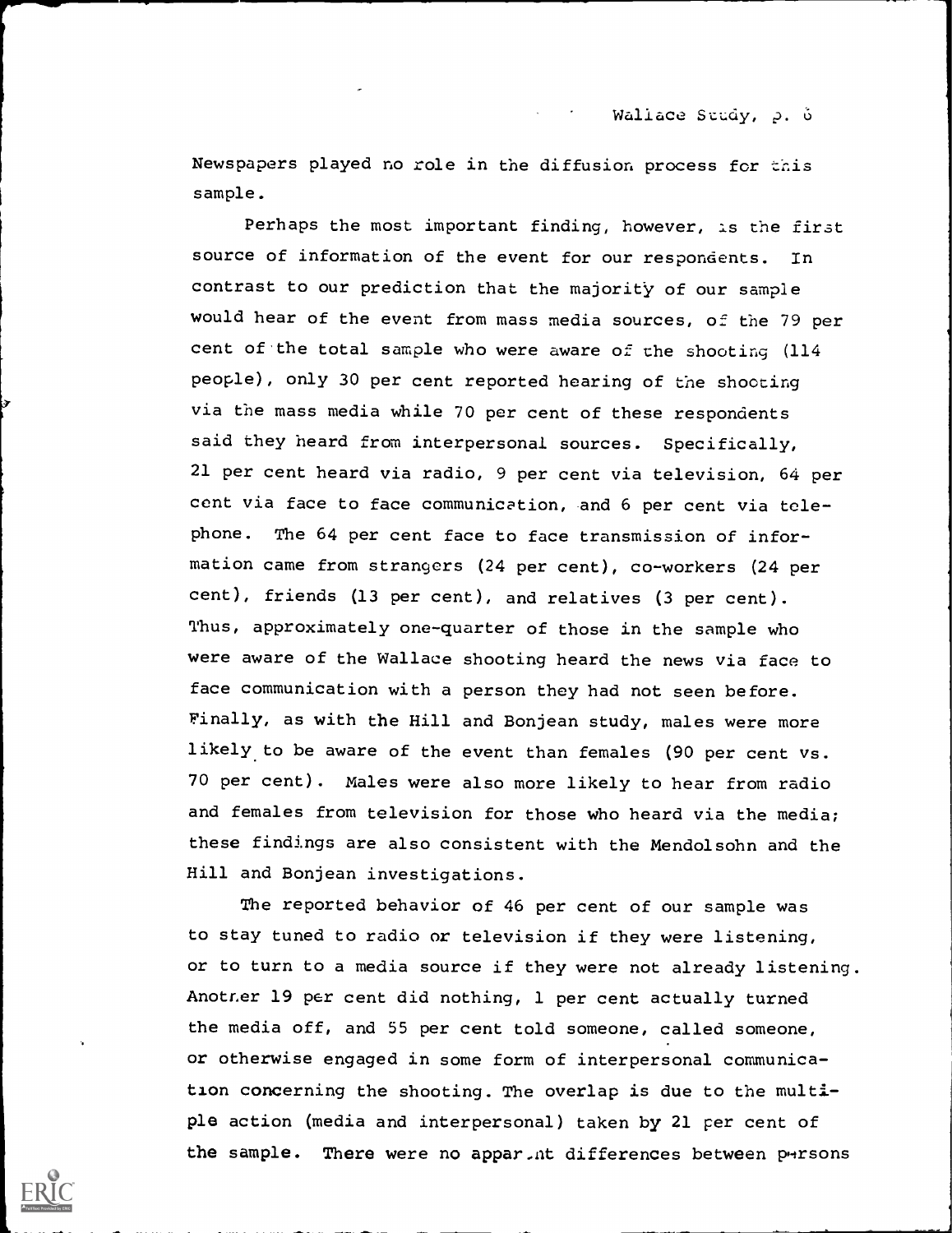Newspapers played no role in the diffusion process for this sample.

Perhaps the most important finding, however, is the first source of information of the event for our respondents. In contrast to our prediction that the majority of our sample would hear of the event from mass media sources, of the 79 per cent of the total sample who were aware of the shooting (114 people), only 30 per cent reported hearing of the shooting via the mass media while 70 per cent of these respondents said they heard from interpersonal sources. Specifically, 21 per cent heard via radio, 9 per cent via television, 64 per cent via face to face communication, and 6 per cent via telephone. The 64 per cent face to face transmission of information came from strangers (24 per cent), co-workers (24 per cent), friends (13 per cent), and relatives (3 per cent). Thus, approximately one-quarter of those in the sample who were aware of the Wallace shooting heard the news via face to face communication with a person they had not seen before. Finally, as with the Hill and Bonjean study, males were more likely to be aware of the event than females (90 per cent vs. 70 per cent). Males were also more likely to hear from radio and females from television for those who heard via the media; these findings are also consistent with the Mendolsohn and the Hill and Bonjean investigations.

The reported behavior of 46 per cent of our sample was to stay tuned to radio or television if they were listening, or to turn to a media source if they were not already listening. Another 19 per cent did nothing, 1 per cent actually turned the media off, and 55 per cent told someone, called someone, or otherwise engaged in some form of interpersonal communication concerning the shooting. The overlap is due to the multiple action (media and interpersonal) taken by 21 per cent of the sample. There were no apparent differences between persons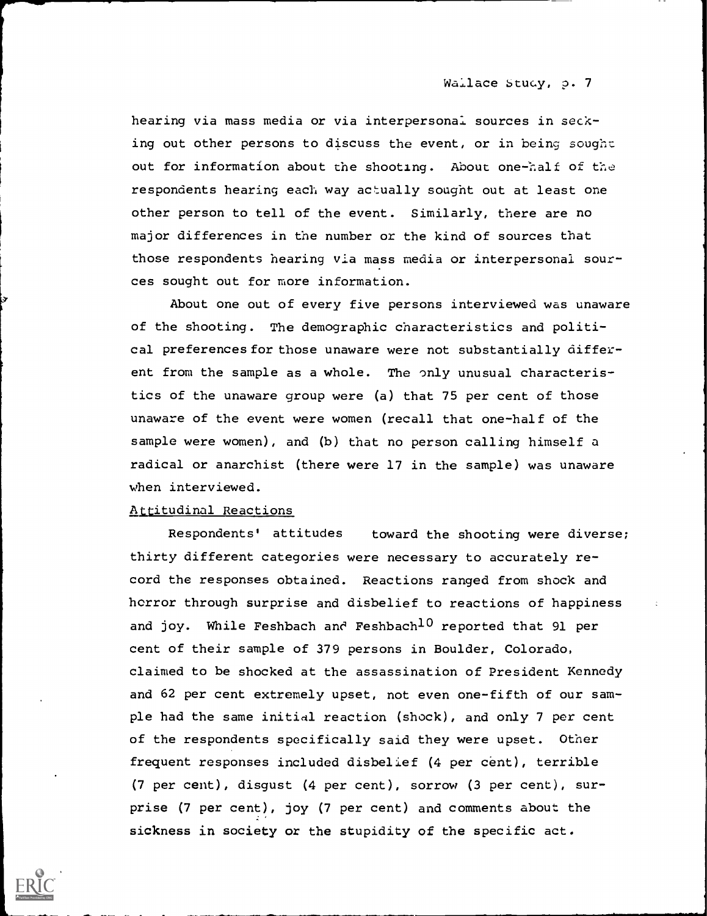hearing via mass media or via interpersonal sources in seeking out other persons to discuss the event, or in being sought out for information about the shooting. About one-half of the respondents hearing each way actually sought out at least one other person to tell of the event. Similarly, there are no major differences in the number or the kind of sources that those respondents hearing via mass media or interpersonal sources sought out for more information.

About one out of every five persons interviewed was unaware of the shooting. The demographic characteristics and political preferences for those unaware were not substantially different from the sample as a whole. The only unusual characteristics of the unaware group were (a) that 75 per cent of those unaware of the event were women (recall that one-half of the sample were women), and (b) that no person calling himself a radical or anarchist (there were 17 in the sample) was unaware when interviewed.

## Attitudinal Reactions

Respondents' attitudes toward the shooting were diverse; thirty different categories were necessary to accurately record the responses obtained. Reactions ranged from shock and horror through surprise and disbelief to reactions of happiness and joy. While Feshbach and Feshbach[10] reported that 91 per cent of their sample of 379 persons in Boulder, Colorado, claimed to be shocked at the assassination of President Kennedy and 62 per cent extremely upset, not even one-fifth of our sample had the same initial reaction (shock), and only 7 per cent of the respondents specifically said they were upset. Other frequent responses included disbelief (4 per cent), terrible (7 per cent), disgust (4 per cent), sorrow (3 per cent), surprise (7 per cent), joy (7 per cent) and comments about the sickness in society or the stupidity of the specific act.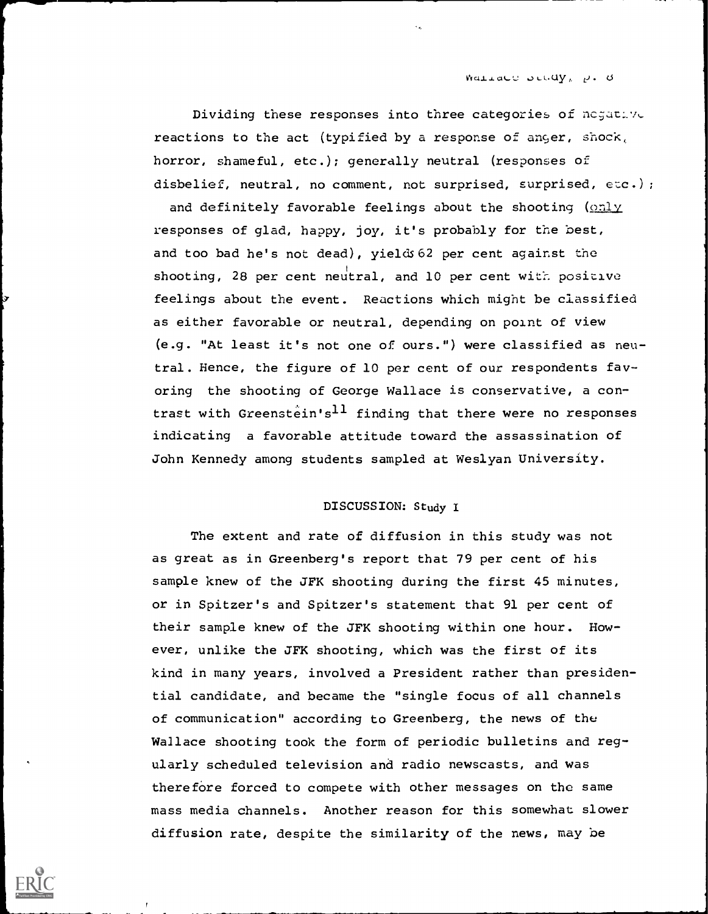Dividing these responses into three categories of negative reactions to the act (typified by a response of anger, shock, horror, shameful, etc.); generally neutral (responses of disbelief, neutral, no comment, not surprised, surprised, etc.); and definitely favorable feelings about the shooting (only responses of glad, happy, joy, it's probably for the best, and too bad he's not dead), yields 62 per cent against the shooting, 28 per cent neutral, and 10 per cent with positive feelings about the event. Reactions which might be classified as either favorable or neutral, depending on point of view (e.g. "At least it's not one of ours.") were classified as neutral. Hence, the figure of 10 per cent of our respondents favoring the shooting of George Wallace is conservative, a contrast with Greenstein's[11] finding that there were no responses indicating a favorable attitude toward the assassination of John Kennedy among students sampled at Weslyan University.

## DISCUSSION: Study I

The extent and rate of diffusion in this study was not as great as in Greenberg's report that 79 per cent of his sample knew of the JFK shooting during the first 45 minutes, or in Spitzer's and Spitzer's statement that 91 per cent of their sample knew of the JFK shooting within one hour. However, unlike the JFK shooting, which was the first of its kind in many years, involved a President rather than presidential candidate, and became the "single focus of all channels of communication" according to Greenberg, the news of the Wallace shooting took the form of periodic bulletins and regularly scheduled television and radio newscasts, and was therefore forced to compete with other messages on the same mass media channels. Another reason for this somewhat slower diffusion rate, despite the similarity of the news, may be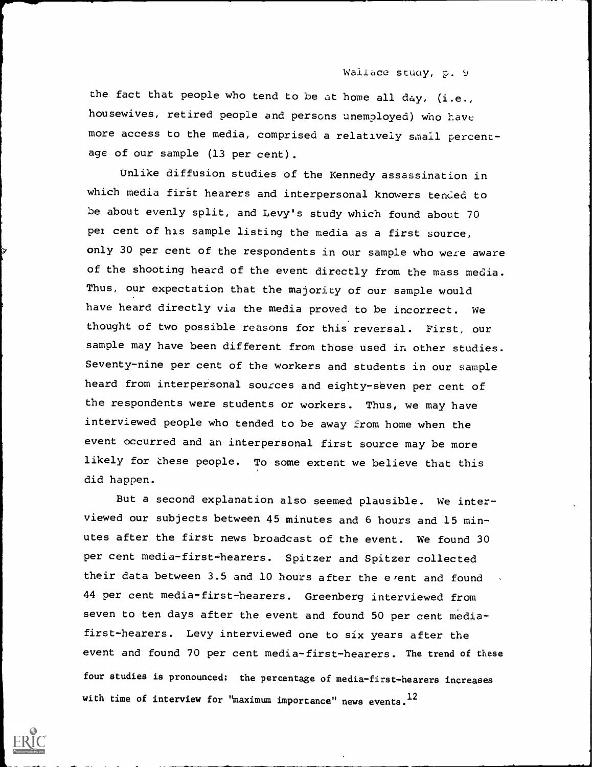the fact that people who tend to be at home all day, (i.e., housewives, retired people and persons unemployed) who have more access to the media, comprised a relatively small percentage of our sample (13 per cent).

Unlike diffusion studies of the Kennedy assassination in which media first hearers and interpersonal knowers tended to be about evenly split, and Levy's study which found about 70 per cent of his sample listing the media as a first source, only 30 per cent of the respondents in our sample who were aware of the shooting heard of the event directly from the mass media. Thus, our expectation that the majority of our sample would have heard directly via the media proved to be incorrect. We thought of two possible reasons for this reversal. First, our sample may have been different from those used in other studies. Seventy-nine per cent of the workers and students in our sample heard from interpersonal sources and eighty-seven per cent of the respondents were students or workers. Thus, we may have interviewed people who tended to be away from home when the event occurred and an interpersonal first source may be more likely for these people. To some extent we believe that this did happen.

But a second explanation also seemed plausible. We interviewed our subjects between 45 minutes and 6 hours and 15 minutes after the first news broadcast of the event. We found 30 per cent media-first-hearers. Spitzer and Spitzer collected their data between 3.5 and 10 hours after the event and found 44 per cent media-first-hearers. Greenberg interviewed from seven to ten days after the event and found 50 per cent media-first-hearers. Levy interviewed one to six years after the event and found 70 per cent media-first-hearers. The trend of these four studies is pronounced: the percentage of media-first-hearers increases with time of interview for "maximum importance" news events.[12]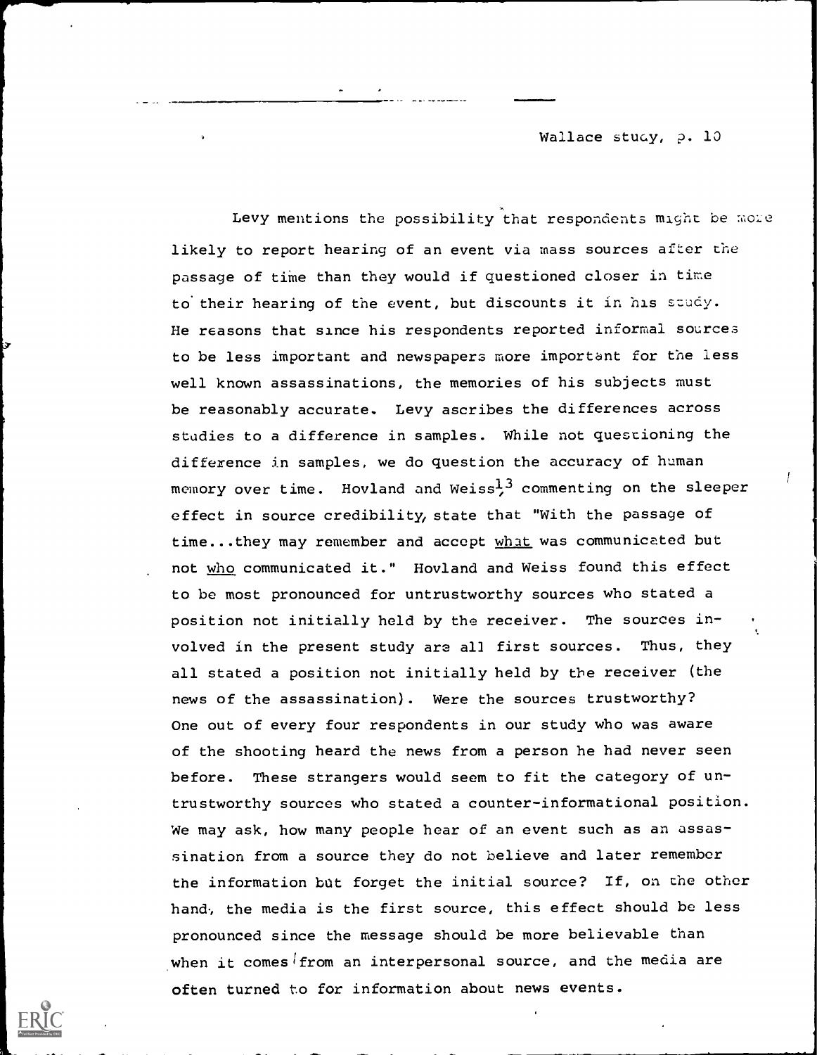Levy mentions the possibility that respondents might be more likely to report hearing of an event via mass sources after the passage of time than they would if questioned closer in time to their hearing of the event, but discounts it in his study. He reasons that since his respondents reported informal sources to be less important and newspapers more important for the less well known assassinations, the memories of his subjects must be reasonably accurate. Levy ascribes the differences across studies to a difference in samples. While not questioning the difference in samples, we do question the accuracy of human memory over time. Hovland and Weiss[13] commenting on the sleeper effect in source credibility, state that "With the passage of time...they may remember and accept _what_ was communicated but not _who_ communicated it." Hovland and Weiss found this effect to be most pronounced for untrustworthy sources who stated a position not initially held by the receiver. The sources involved in the present study are all first sources. Thus, they all stated a position not initially held by the receiver (the news of the assassination). Were the sources trustworthy? One out of every four respondents in our study who was aware of the shooting heard the news from a person he had never seen before. These strangers would seem to fit the category of untrustworthy sources who stated a counter-informational position. We may ask, how many people hear of an event such as an assassination from a source they do not believe and later remember the information but forget the initial source? If, on the other hand, the media is the first source, this effect should be less pronounced since the message should be more believable than when it comes from an interpersonal source, and the media are often turned to for information about news events.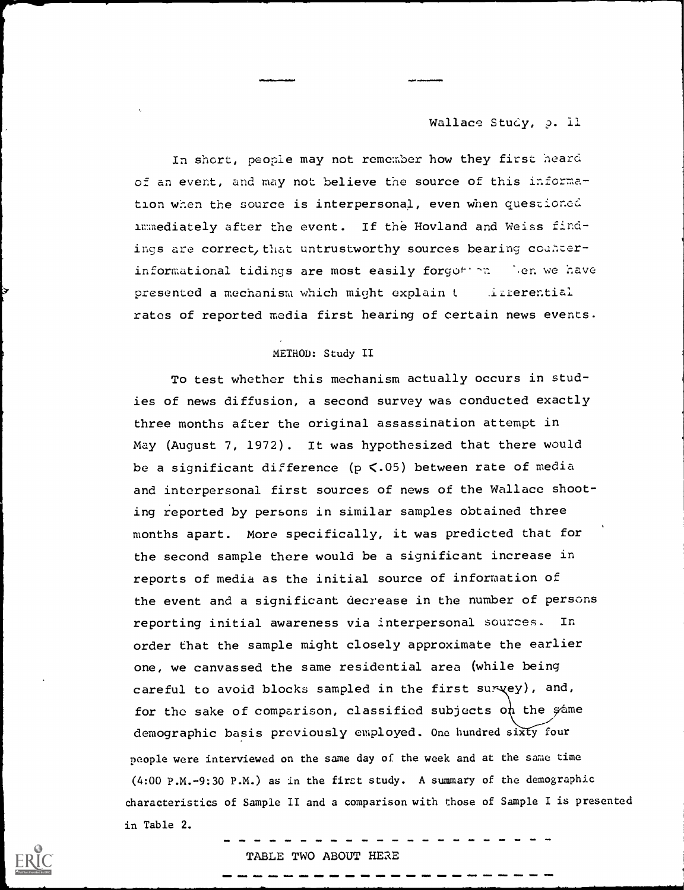In short, people may not remember how they first heard of an event, and may not believe the source of this information when the source is interpersonal, even when questioned immediately after the event. If the Hovland and Weiss findings are correct, that untrustworthy sources bearing counter-informational tidings are most easily forgotten, then we have presented a mechanism which might explain the differential rates of reported media first hearing of certain news events.

## METHOD: Study II

To test whether this mechanism actually occurs in studies of news diffusion, a second survey was conducted exactly three months after the original assassination attempt in May (August 7, 1972). It was hypothesized that there would be a significant difference ($p < .05$) between rate of media and interpersonal first sources of news of the Wallace shooting reported by persons in similar samples obtained three months apart. More specifically, it was predicted that for the second sample there would be a significant increase in reports of media as the initial source of information of the event and a significant decrease in the number of persons reporting initial awareness via interpersonal sources. In order that the sample might closely approximate the earlier one, we canvassed the same residential area (while being careful to avoid blocks sampled in the first survey), and, for the sake of comparison, classified subjects on the same demographic basis previously employed. One hundred sixty four people were interviewed on the same day of the week and at the same time (4:00 P.M.-9:30 P.M.) as in the first study. A summary of the demographic characteristics of Sample II and a comparison with those of Sample I is presented in Table 2.

TABLE TWO ABOUT HERE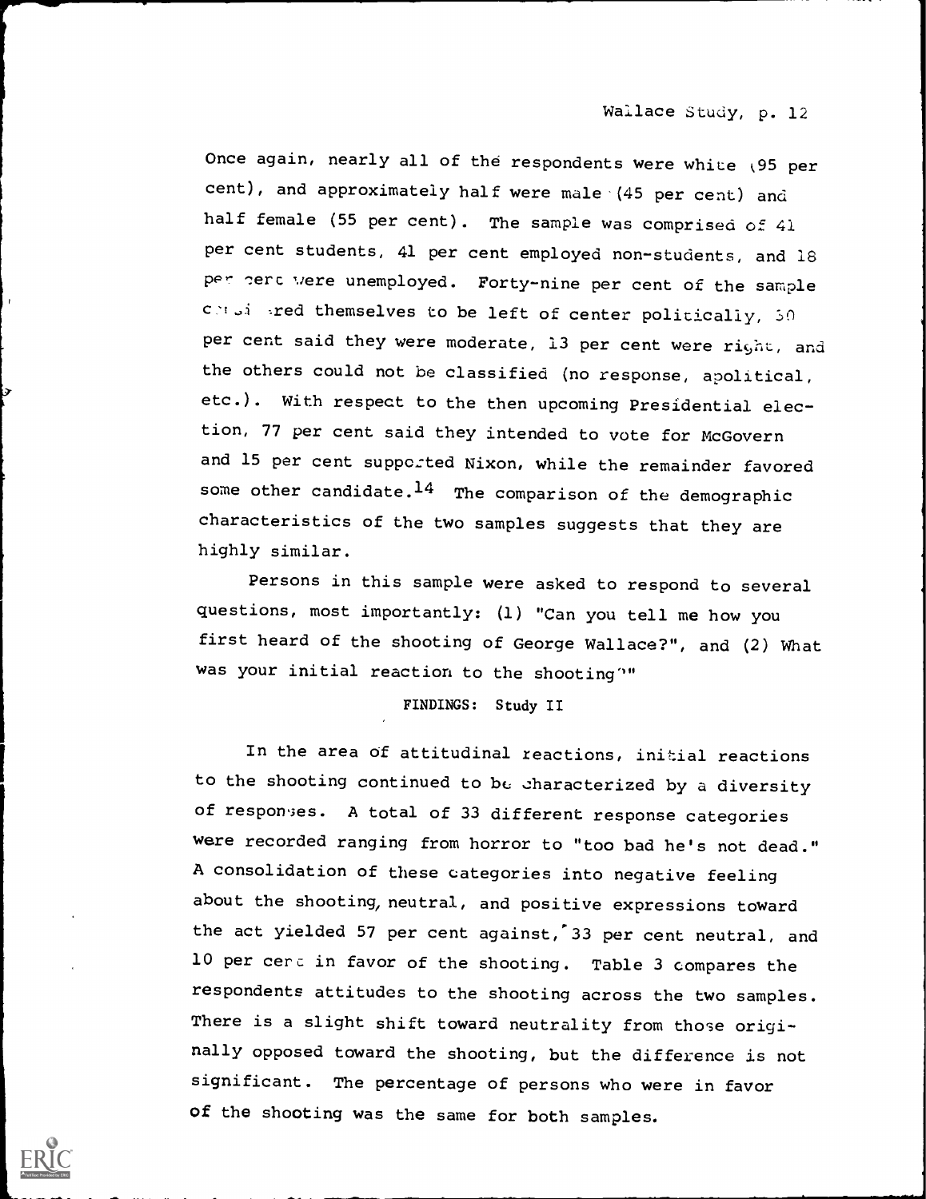Once again, nearly all of the respondents were white (95 per cent), and approximately half were male (45 per cent) and half female (55 per cent). The sample was comprised of 41 per cent students, 41 per cent employed non-students, and 18 per cent were unemployed. Forty-nine per cent of the sample considered themselves to be left of center politically, 30 per cent said they were moderate, 13 per cent were right, and the others could not be classified (no response, apolitical, etc.). With respect to the then upcoming Presidential election, 77 per cent said they intended to vote for McGovern and 15 per cent supported Nixon, while the remainder favored some other candidate.[14] The comparison of the demographic characteristics of the two samples suggests that they are highly similar.

Persons in this sample were asked to respond to several questions, most importantly: (1) "Can you tell me how you first heard of the shooting of George Wallace?", and (2) What was your initial reaction to the shooting?"

FINDINGS: Study II

In the area of attitudinal reactions, initial reactions to the shooting continued to be characterized by a diversity of responses. A total of 33 different response categories were recorded ranging from horror to "too bad he's not dead." A consolidation of these categories into negative feeling about the shooting, neutral, and positive expressions toward the act yielded 57 per cent against, 33 per cent neutral, and 10 per cent in favor of the shooting. Table 3 compares the respondents attitudes to the shooting across the two samples. There is a slight shift toward neutrality from those originally opposed toward the shooting, but the difference is not significant. The percentage of persons who were in favor of the shooting was the same for both samples.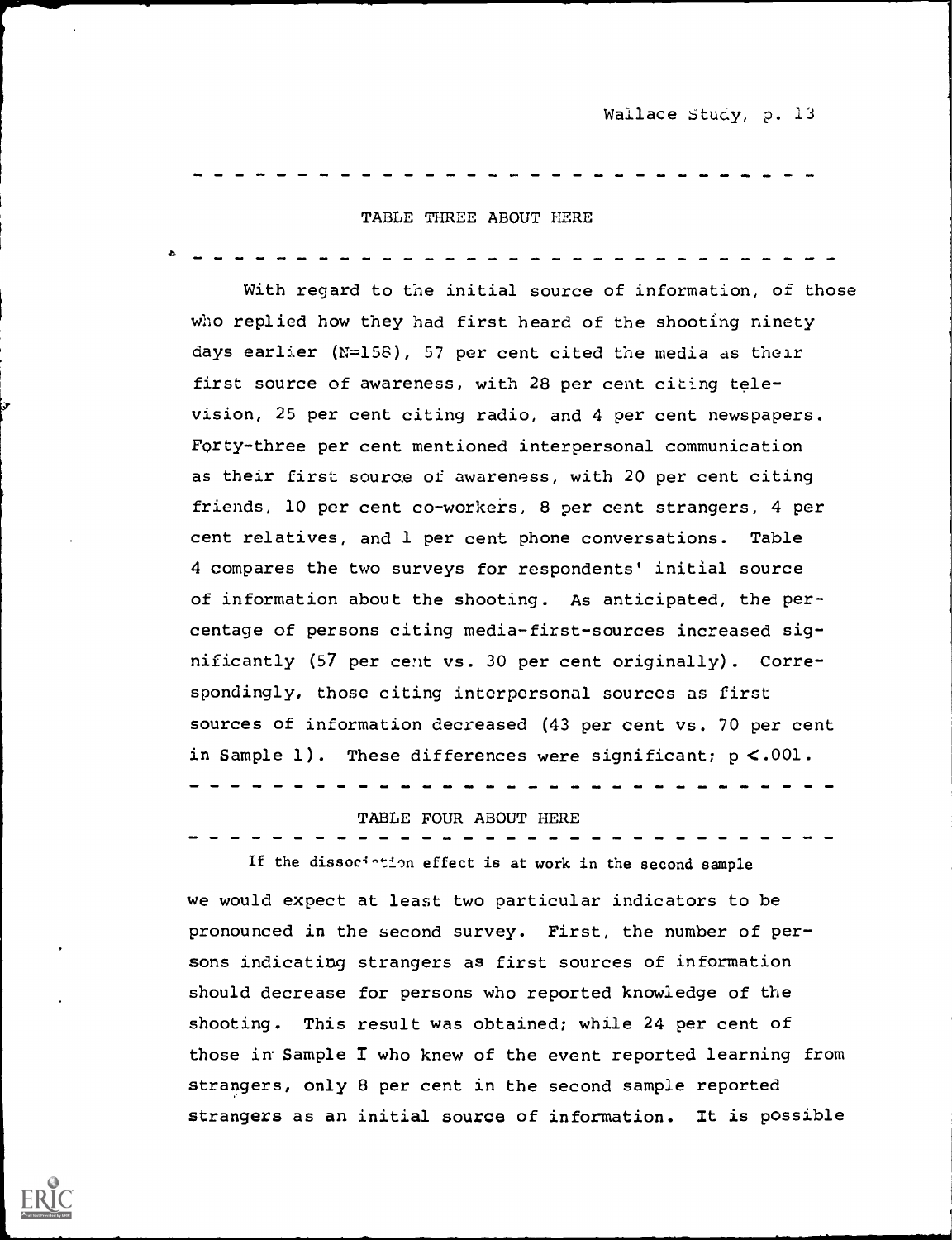---

TABLE THREE ABOUT HERE

---

With regard to the initial source of information, of those who replied how they had first heard of the shooting ninety days earlier (N=158), 57 per cent cited the media as their first source of awareness, with 28 per cent citing television, 25 per cent citing radio, and 4 per cent newspapers. Forty-three per cent mentioned interpersonal communication as their first source of awareness, with 20 per cent citing friends, 10 per cent co-workers, 8 per cent strangers, 4 per cent relatives, and 1 per cent phone conversations. Table 4 compares the two surveys for respondents' initial source of information about the shooting. As anticipated, the percentage of persons citing media-first-sources increased significantly (57 per cent vs. 30 per cent originally). Correspondingly, those citing interpersonal sources as first sources of information decreased (43 per cent vs. 70 per cent in Sample 1). These differences were significant; $p < .001$.

---

TABLE FOUR ABOUT HERE

---

If the dissociation effect is at work in the second sample we would expect at least two particular indicators to be pronounced in the second survey. First, the number of persons indicating strangers as first sources of information should decrease for persons who reported knowledge of the shooting. This result was obtained; while 24 per cent of those in Sample I who knew of the event reported learning from strangers, only 8 per cent in the second sample reported strangers as an initial source of information. It is possible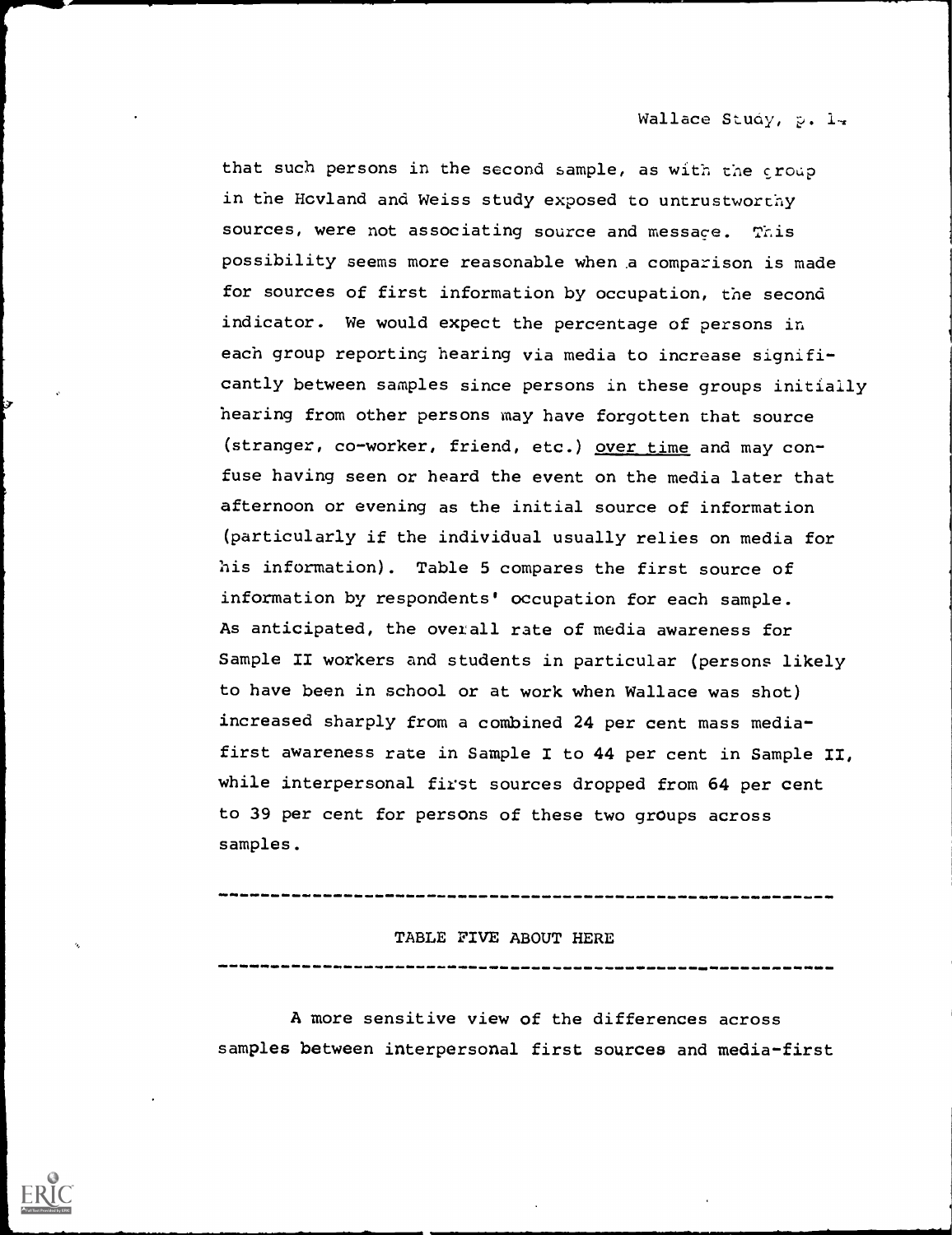that such persons in the second sample, as with the group in the Hovland and Weiss study exposed to untrustworthy sources, were not associating source and message. This possibility seems more reasonable when a comparison is made for sources of first information by occupation, the second indicator. We would expect the percentage of persons in each group reporting hearing via media to increase significantly between samples since persons in these groups initially hearing from other persons may have forgotten that source (stranger, co-worker, friend, etc.) over time and may confuse having seen or heard the event on the media later that afternoon or evening as the initial source of information (particularly if the individual usually relies on media for his information). Table 5 compares the first source of information by respondents' occupation for each sample. As anticipated, the overall rate of media awareness for Sample II workers and students in particular (persons likely to have been in school or at work when Wallace was shot) increased sharply from a combined 24 per cent mass media-first awareness rate in Sample I to 44 per cent in Sample II, while interpersonal first sources dropped from 64 per cent to 39 per cent for persons of these two groups across samples.

---

TABLE FIVE ABOUT HERE

---

A more sensitive view of the differences across samples between interpersonal first sources and media-first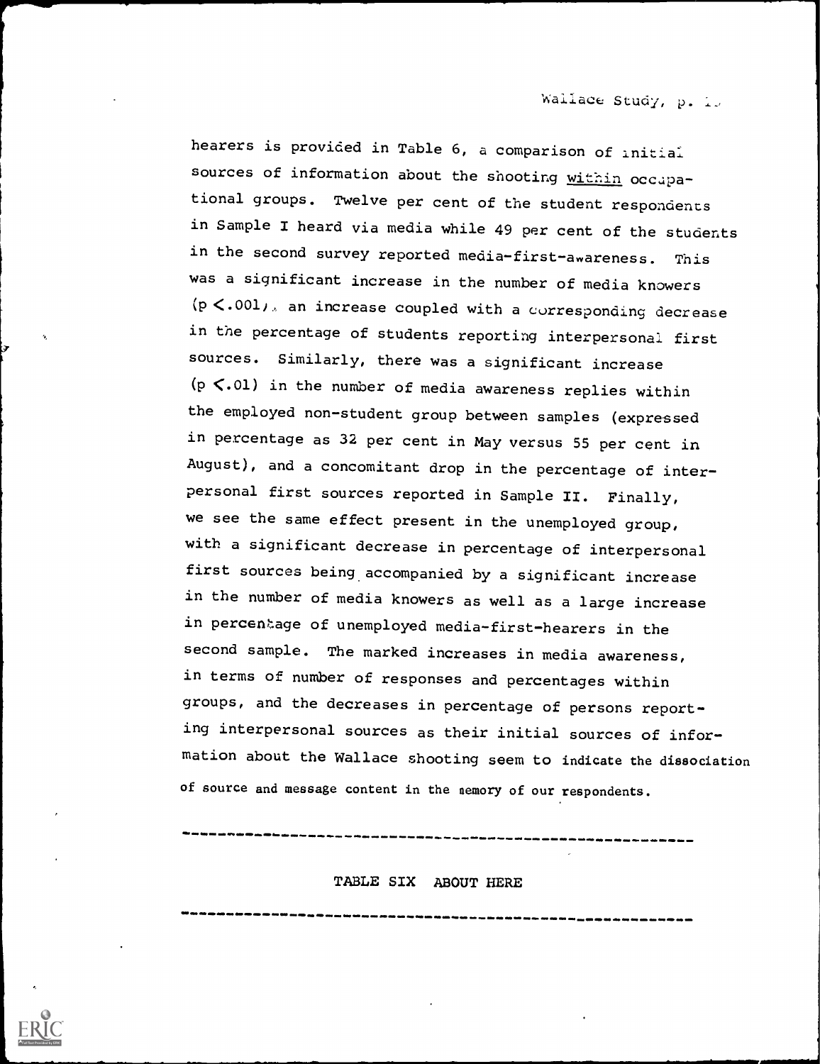hearers is provided in Table 6, a comparison of initial sources of information about the shooting *within* occupational groups. Twelve per cent of the student respondents in Sample I heard via media while 49 per cent of the students in the second survey reported media-first-awareness. This was a significant increase in the number of media knowers ($p < .001$), an increase coupled with a corresponding decrease in the percentage of students reporting interpersonal first sources. Similarly, there was a significant increase ($p < .01$) in the number of media awareness replies within the employed non-student group between samples (expressed in percentage as 32 per cent in May versus 55 per cent in August), and a concomitant drop in the percentage of interpersonal first sources reported in Sample II. Finally, we see the same effect present in the unemployed group, with a significant decrease in percentage of interpersonal first sources being accompanied by a significant increase in the number of media knowers as well as a large increase in percentage of unemployed media-first-hearers in the second sample. The marked increases in media awareness, in terms of number of responses and percentages within groups, and the decreases in percentage of persons reporting interpersonal sources as their initial sources of information about the Wallace shooting seem to indicate the dissociation of source and message content in the memory of our respondents.

---

TABLE SIX ABOUT HERE

---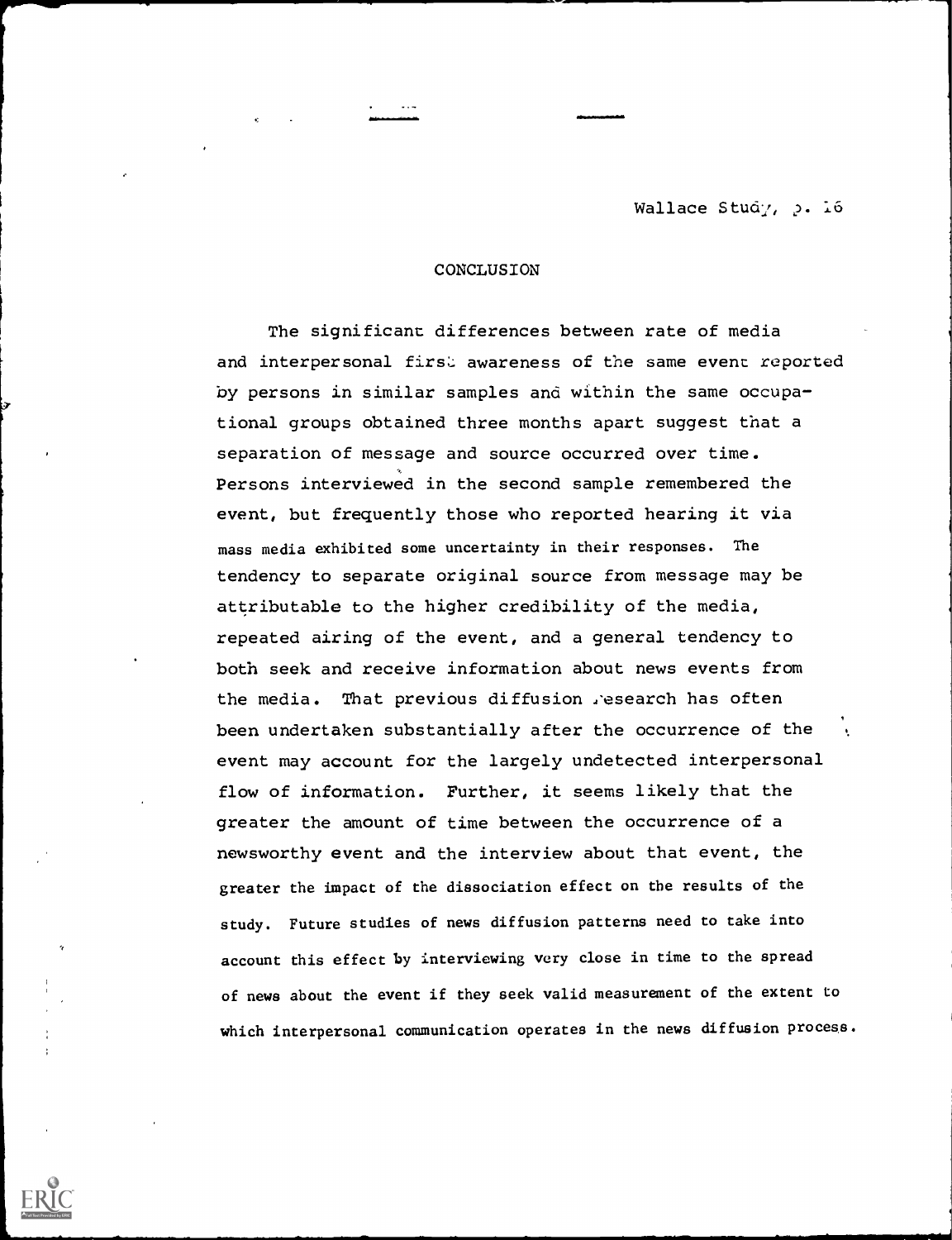## CONCLUSION

The significant differences between rate of media and interpersonal first awareness of the same event reported by persons in similar samples and within the same occupational groups obtained three months apart suggest that a separation of message and source occurred over time. Persons interviewed in the second sample remembered the event, but frequently those who reported hearing it via mass media exhibited some uncertainty in their responses. The tendency to separate original source from message may be attributable to the higher credibility of the media, repeated airing of the event, and a general tendency to both seek and receive information about news events from the media. That previous diffusion research has often been undertaken substantially after the occurrence of the event may account for the largely undetected interpersonal flow of information. Further, it seems likely that the greater the amount of time between the occurrence of a newsworthy event and the interview about that event, the greater the impact of the dissociation effect on the results of the study. Future studies of news diffusion patterns need to take into account this effect by interviewing very close in time to the spread of news about the event if they seek valid measurement of the extent to which interpersonal communication operates in the news diffusion process.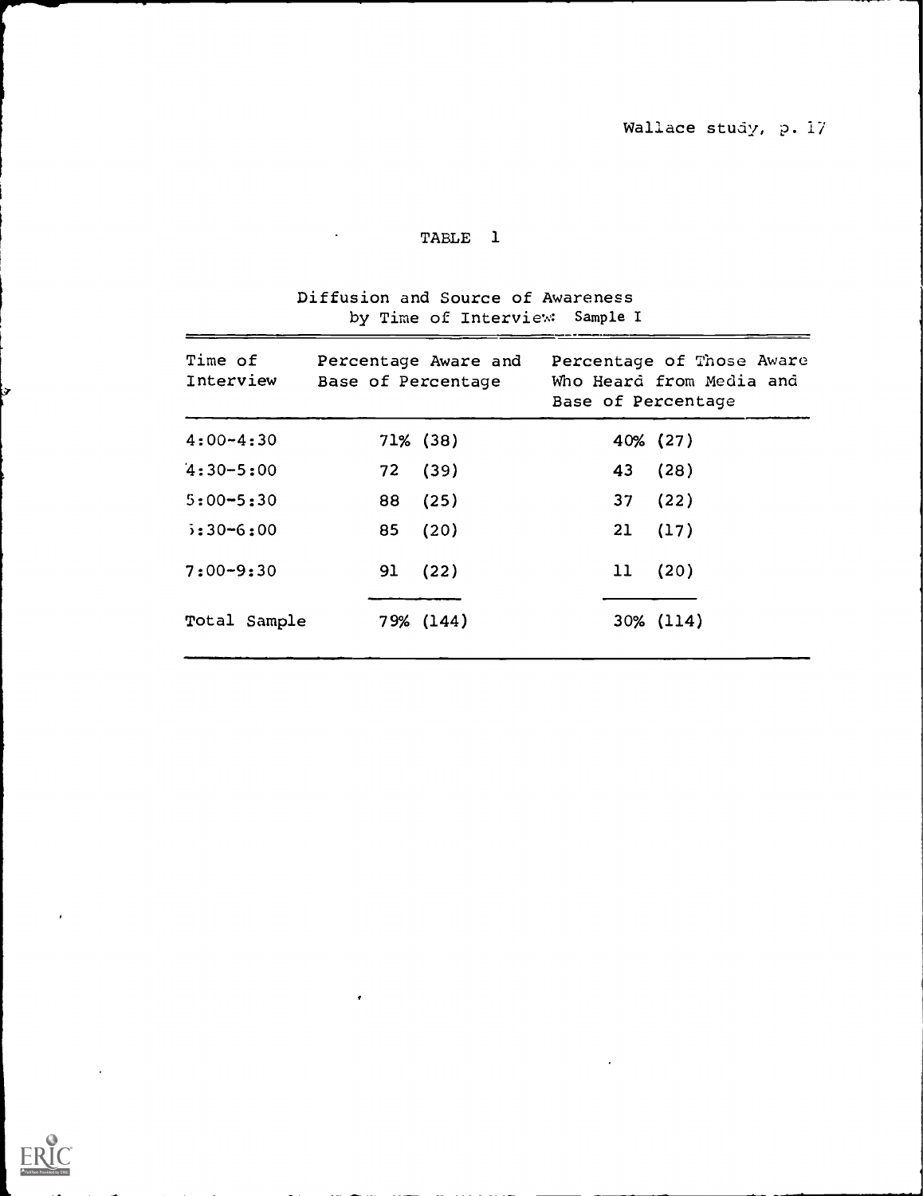TABLE 1

Diffusion and Source of Awareness by Time of Interview: Sample I

| Time of Interview | Percentage Aware and Base of Percentage | Percentage of Those Aware Who Heard from Media and Base of Percentage |
|---|---|---|
| 4:00-4:30 | 71% (38) | 40% (27) |
| 4:30-5:00 | 72 (39) | 43 (28) |
| 5:00-5:30 | 88 (25) | 37 (22) |
| 5:30-6:00 | 85 (20) | 21 (17) |
| 7:00-9:30 | 91 (22) | 11 (20) |
| Total Sample | 79% (144) | 30% (114) |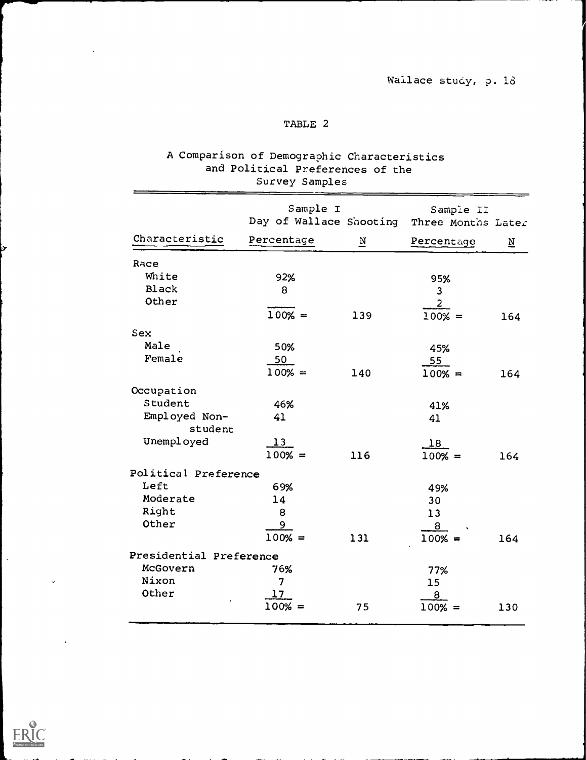TABLE 2

A Comparison of Demographic Characteristics and Political Preferences of the Survey Samples

| | Sample I Day of Wallace Shooting | | Sample II Three Months Later | |
|---|---|---|---|---|
| Characteristic | Percentage | N | Percentage | N |
| Race | | | | |
| White | 92% | | 95% | |
| Black | 8 | | 3 | |
| Other | | | 2 | |
| | 100% = | 139 | 100% = | 164 |
| Sex | | | | |
| Male | 50% | | 45% | |
| Female | 50 | | 55 | |
| | 100% = | 140 | 100% = | 164 |
| Occupation | | | | |
| Student | 46% | | 41% | |
| Employed Non-student | 41 | | 41 | |
| Unemployed | 13 | | 18 | |
| | 100% = | 116 | 100% = | 164 |
| Political Preference | | | | |
| Left | 69% | | 49% | |
| Moderate | 14 | | 30 | |
| Right | 8 | | 13 | |
| Other | 9 | | 8 | |
| | 100% = | 131 | 100% = | 164 |
| Presidential Preference | | | | |
| McGovern | 76% | | 77% | |
| Nixon | 7 | | 15 | |
| Other | 17 | | 8 | |
| | 100% = | 75 | 100% = | 130 |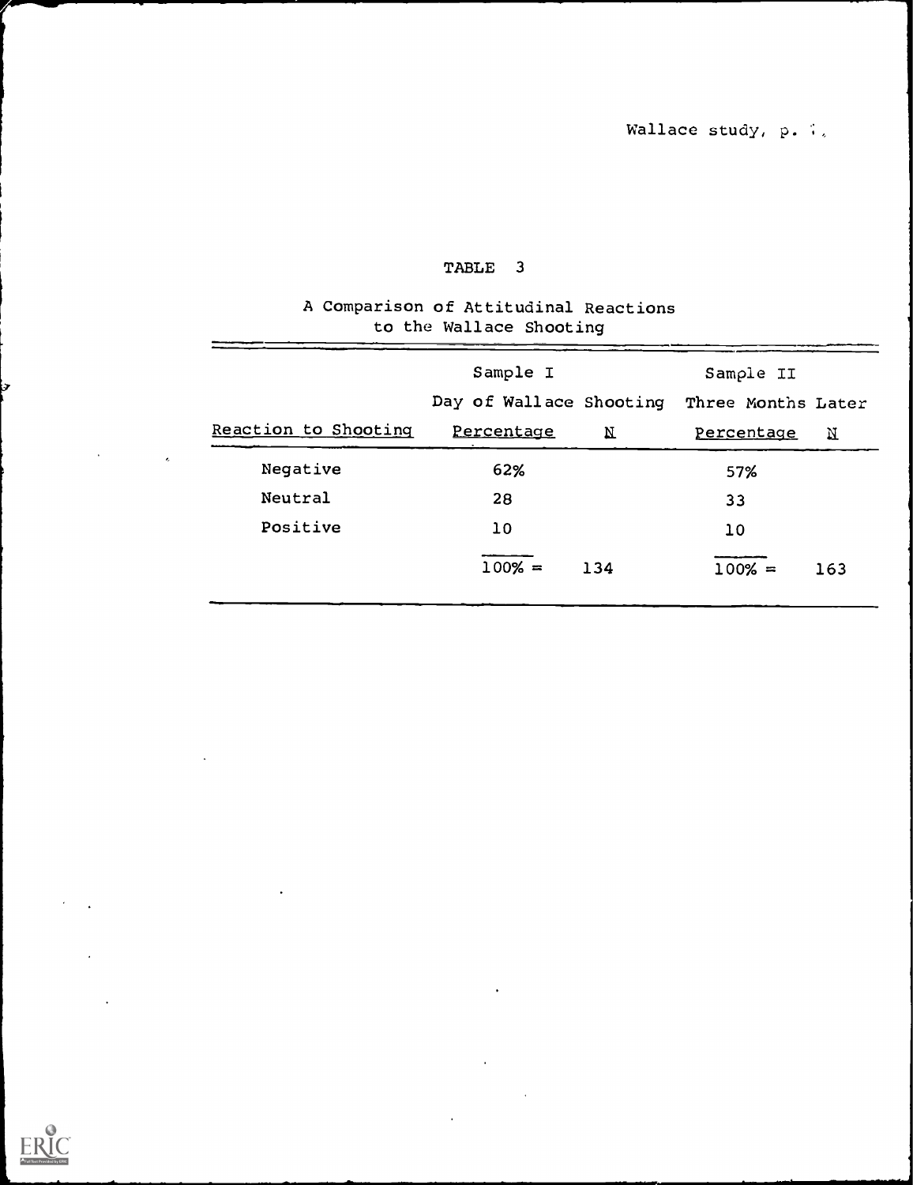TABLE 3

A Comparison of Attitudinal Reactions to the Wallace Shooting

| | Sample I Day of Wallace Shooting | | Sample II Three Months Later | |
|---|---|---|---|---|
| Reaction to Shooting | Percentage | N | Percentage | N |
| Negative | 62% | | 57% | |
| Neutral | 28 | | 33 | |
| Positive | 10 | | 10 | |
| | 100% = | 134 | 100% = | 163 |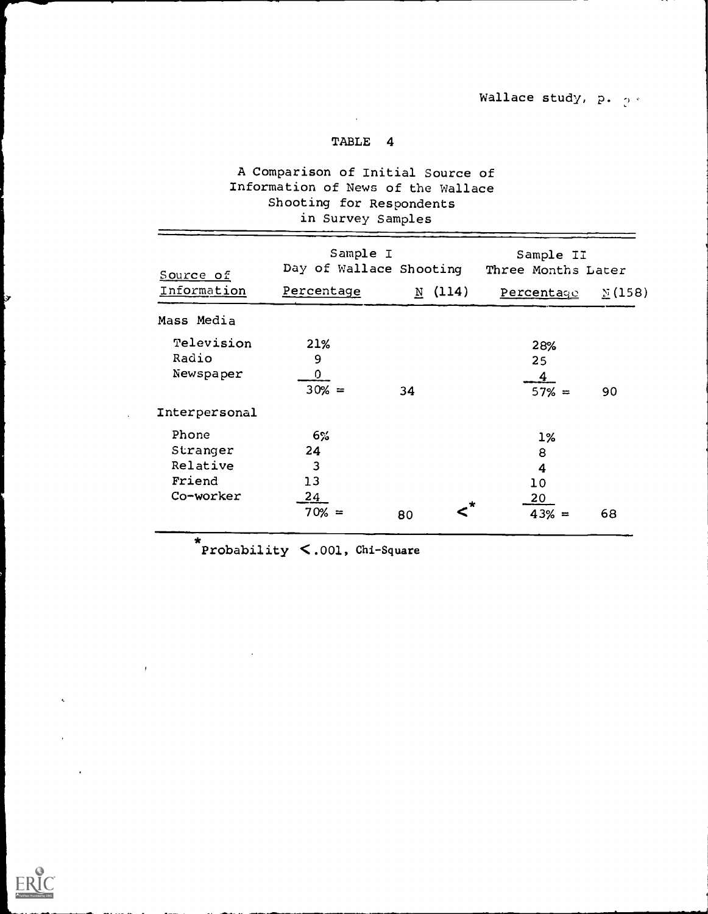# TABLE 4

A Comparison of Initial Source of Information of News of the Wallace Shooting for Respondents in Survey Samples

| Source of Information | Sample I Day of Wallace Shooting Percentage | N (114) | Sample II Three Months Later Percentage | N (158) |
|---|---|---|---|---|
| Mass Media | | | | |
| Television | 21% | | 28% | |
| Radio | 9 | | 25 | |
| Newspaper | 0 | | 4 | |
| | 30% = | 34 | 57% = | 90 |
| Interpersonal | | | | |
| Phone | 6% | | 1% | |
| Stranger | 24 | | 8 | |
| Relative | 3 | | 4 | |
| Friend | 13 | | 10 | |
| Co-worker | 24 | | 20 | |
| | 70% = | 80 <* | 43% = | 68 |

*Probability $< .001$, Chi-Square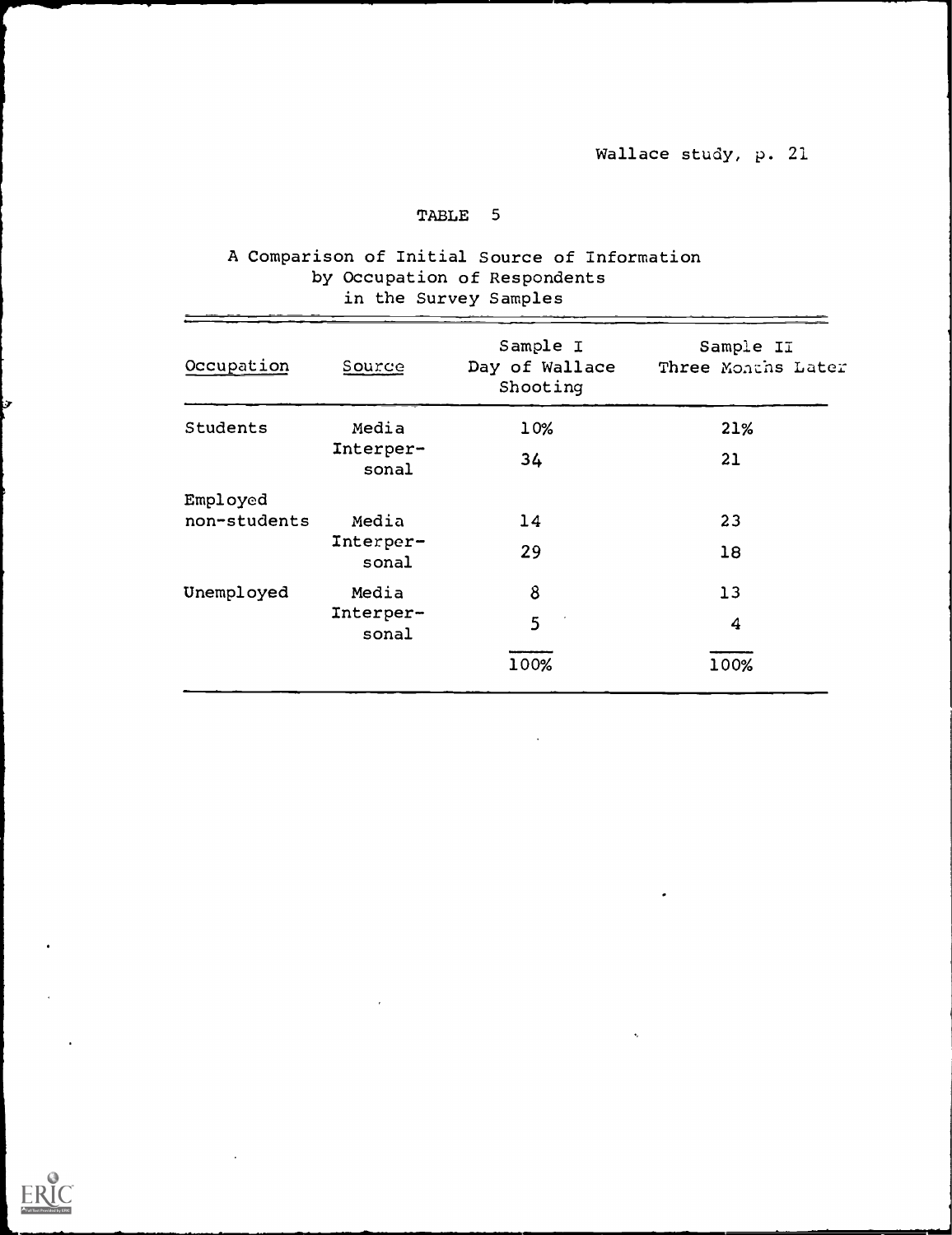Wallace study, p. 21

## TABLE 5

A Comparison of Initial Source of Information by Occupation of Respondents in the Survey Samples

| Occupation | Source | Sample I Day of Wallace Shooting | Sample II Three Months Later |
|---|---|---|---|
| Students | Media | 10% | 21% |
| | Interper-sonal | 34 | 21 |
| Employed non-students | Media | 14 | 23 |
| | Interper-sonal | 29 | 18 |
| Unemployed | Media | 8 | 13 |
| | Interper-sonal | 5 | 4 |
| | | 100% | 100% |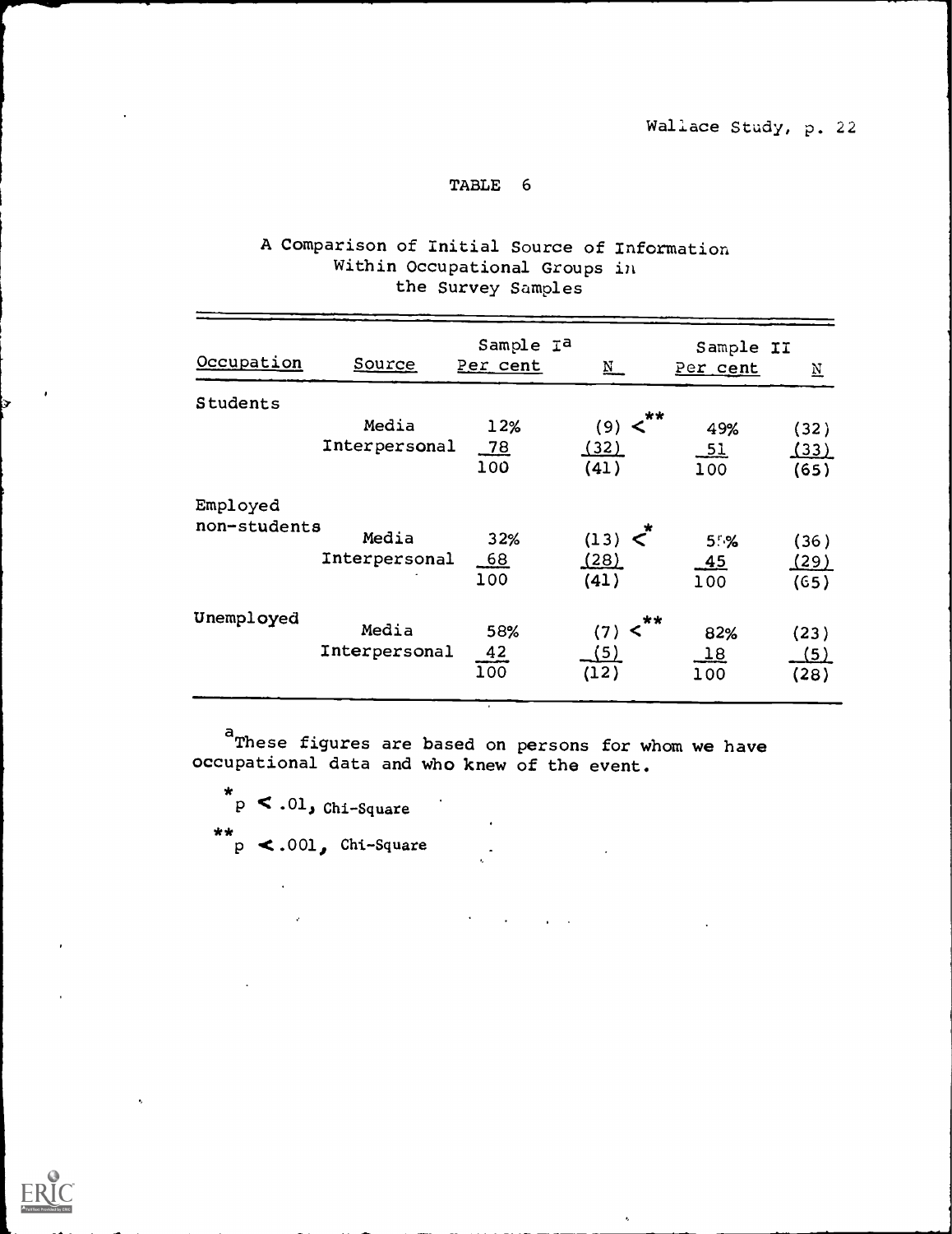TABLE 6

A Comparison of Initial Source of Information Within Occupational Groups in the Survey Samples

| Occupation | Source | Sample I[a] Per cent | N | Sample II Per cent | N |
|---|---|---|---|---|---|
| Students | Media | 12% | (9) <** | 49% | (32) |
| | Interpersonal | 78 | (32) | 51 | (33) |
| | | 100 | (41) | 100 | (65) |
| Employed non-students | Media | 32% | (13) <* | 55% | (36) |
| | Interpersonal | 68 | (28) | 45 | (29) |
| | | 100 | (41) | 100 | (65) |
| Unemployed | Media | 58% | (7) <** | 82% | (23) |
| | Interpersonal | 42 | (5) | 18 | (5) |
| | | 100 | (12) | 100 | (28) |

[a]These figures are based on persons for whom we have occupational data and who knew of the event.

\* $p < .01$, Chi-Square

\*\* $p < .001$, Chi-Square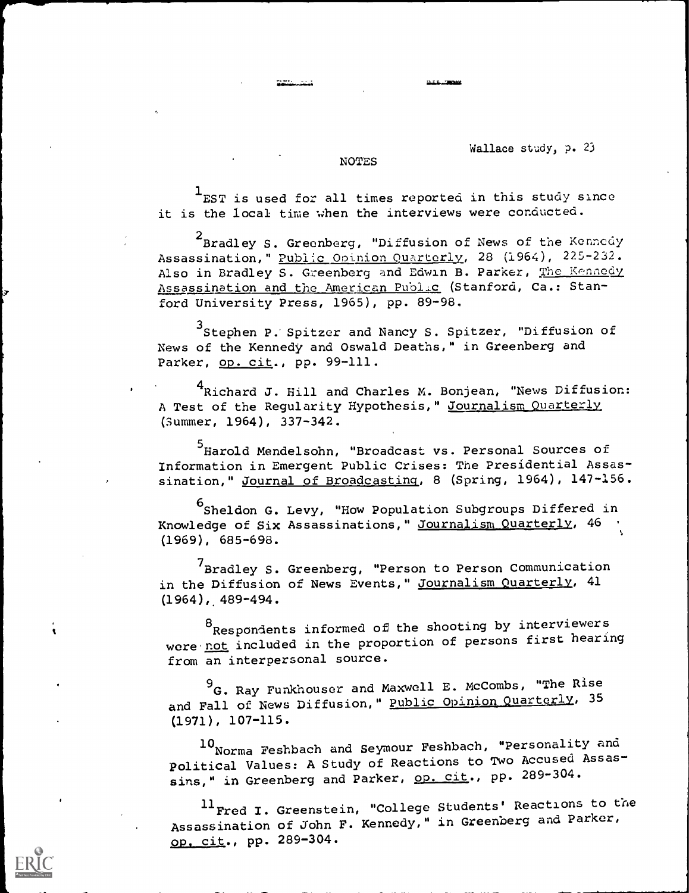## NOTES

[1]EST is used for all times reported in this study since it is the local time when the interviews were conducted.

[2]Bradley S. Greenberg, "Diffusion of News of the Kennedy Assassination," Public Opinion Quarterly, 28 (1964), 225-232. Also in Bradley S. Greenberg and Edwin B. Parker, The Kennedy Assassination and the American Public (Stanford, Ca.: Stanford University Press, 1965), pp. 89-98.

[3]Stephen P. Spitzer and Nancy S. Spitzer, "Diffusion of News of the Kennedy and Oswald Deaths," in Greenberg and Parker, op. cit., pp. 99-111.

[4]Richard J. Hill and Charles M. Bonjean, "News Diffusion: A Test of the Regularity Hypothesis," Journalism Quarterly (Summer, 1964), 337-342.

[5]Harold Mendelsohn, "Broadcast vs. Personal Sources of Information in Emergent Public Crises: The Presidential Assassination," Journal of Broadcasting, 8 (Spring, 1964), 147-156.

[6]Sheldon G. Levy, "How Population Subgroups Differed in Knowledge of Six Assassinations," Journalism Quarterly, 46 (1969), 685-698.

[7]Bradley S. Greenberg, "Person to Person Communication in the Diffusion of News Events," Journalism Quarterly, 41 (1964), 489-494.

[8]Respondents informed of the shooting by interviewers were not included in the proportion of persons first hearing from an interpersonal source.

[9]G. Ray Funkhouser and Maxwell E. McCombs, "The Rise and Fall of News Diffusion," Public Opinion Quarterly, 35 (1971), 107-115.

[10]Norma Feshbach and Seymour Feshbach, "Personality and Political Values: A Study of Reactions to Two Accused Assassins," in Greenberg and Parker, op. cit., pp. 289-304.

[11]Fred I. Greenstein, "College Students' Reactions to the Assassination of John F. Kennedy," in Greenberg and Parker, op. cit., pp. 289-304.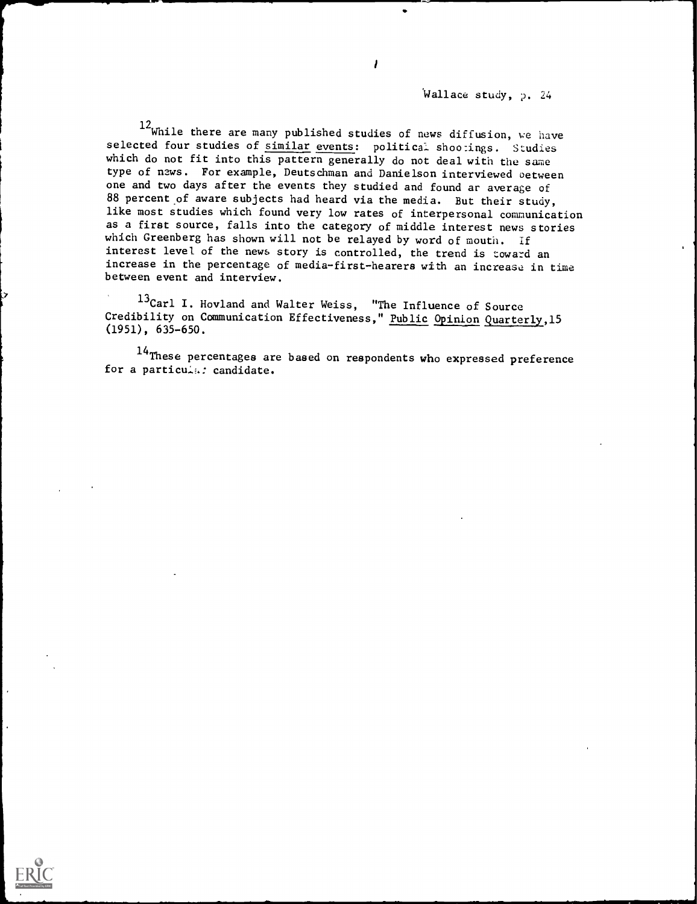[12] While there are many published studies of news diffusion, we have selected four studies of similar events: political shootings. Studies which do not fit into this pattern generally do not deal with the same type of news. For example, Deutschman and Danielson interviewed between one and two days after the events they studied and found an average of 88 percent of aware subjects had heard via the media. But their study, like most studies which found very low rates of interpersonal communication as a first source, falls into the category of middle interest news stories which Greenberg has shown will not be relayed by word of mouth. If interest level of the news story is controlled, the trend is toward an increase in the percentage of media-first-hearers with an increase in time between event and interview.

[13] Carl I. Hovland and Walter Weiss, "The Influence of Source Credibility on Communication Effectiveness," Public Opinion Quarterly, 15 (1951), 635-650.

[14] These percentages are based on respondents who expressed preference for a particular candidate.